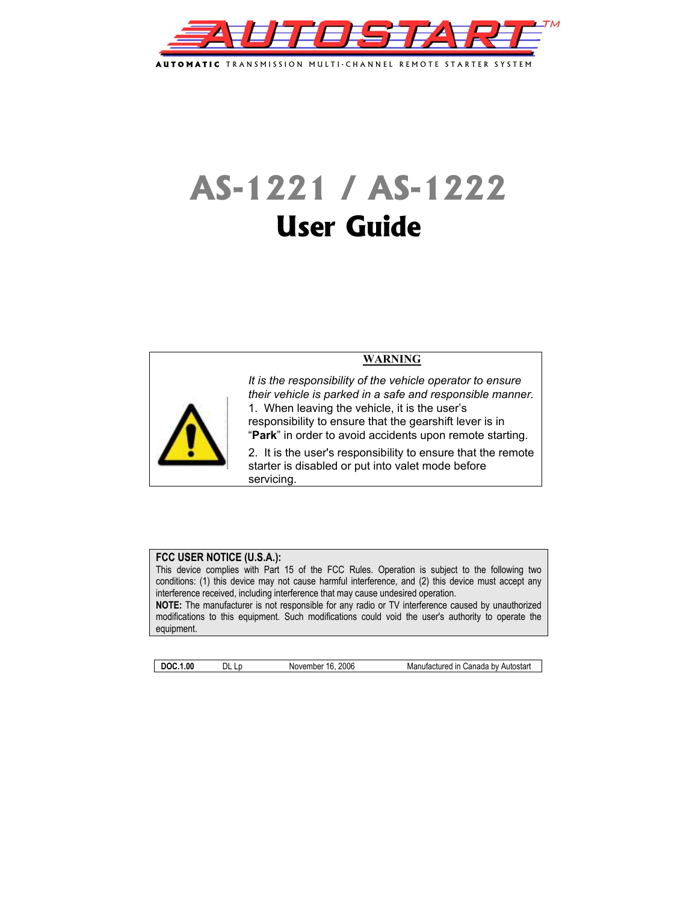# AUTOSTART™

**AUTOMATIC** TRANSMISSION MULTI-CHANNEL REMOTE STARTER SYSTEM

# AS-1221 / AS-1222
## User Guide

**WARNING**

*It is the responsibility of the vehicle operator to ensure their vehicle is parked in a safe and responsible manner.*

1. When leaving the vehicle, it is the user's responsibility to ensure that the gearshift lever is in "**Park**" in order to avoid accidents upon remote starting.
2. It is the user's responsibility to ensure that the remote starter is disabled or put into valet mode before servicing.

**FCC USER NOTICE (U.S.A.):**
This device complies with Part 15 of the FCC Rules. Operation is subject to the following two conditions: (1) this device may not cause harmful interference, and (2) this device must accept any interference received, including interference that may cause undesired operation.
**NOTE:** The manufacturer is not responsible for any radio or TV interference caused by unauthorized modifications to this equipment. Such modifications could void the user's authority to operate the equipment.

| **DOC.1.00** | DL Lp | November 16, 2006 | Manufactured in Canada by Autostart |
|---|---|---|---|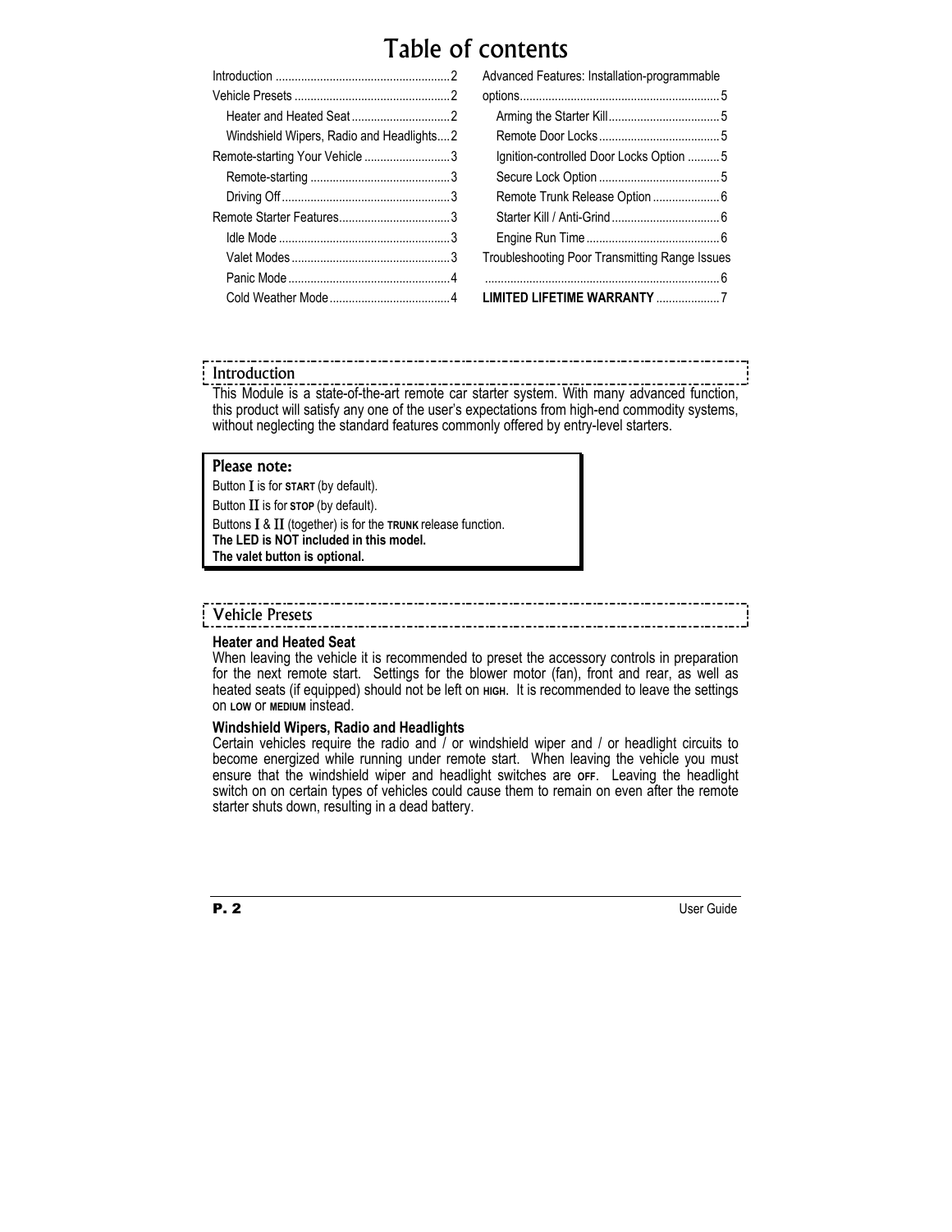# Table of contents

- Introduction ........................................................ 2
- Vehicle Presets ..................................................... 2
  - Heater and Heated Seat ............................... 2
  - Windshield Wipers, Radio and Headlights .... 2
- Remote-starting Your Vehicle ........................... 3
  - Remote-starting ............................................ 3
  - Driving Off ..................................................... 3
- Remote Starter Features .................................. 3
  - Idle Mode ...................................................... 3
  - Valet Modes .................................................. 3
  - Panic Mode ................................................... 4
  - Cold Weather Mode ...................................... 4
- Advanced Features: Installation-programmable options ............................................................... 5
  - Arming the Starter Kill ................................... 5
  - Remote Door Locks ...................................... 5
  - Ignition-controlled Door Locks Option .......... 5
  - Secure Lock Option ...................................... 5
  - Remote Trunk Release Option ..................... 6
  - Starter Kill / Anti-Grind .................................. 6
  - Engine Run Time .......................................... 6
- Troubleshooting Poor Transmitting Range Issues ............................................................................ 6
- **LIMITED LIFETIME WARRANTY** .................... 7

## Introduction

This Module is a state-of-the-art remote car starter system. With many advanced function, this product will satisfy any one of the user's expectations from high-end commodity systems, without neglecting the standard features commonly offered by entry-level starters.

> **Please note:**
>
> Button I is for **START** (by default).
>
> Button II is for **STOP** (by default).
>
> Buttons I & II (together) is for the **TRUNK** release function.
>
> **The LED is NOT included in this model.**
>
> **The valet button is optional.**

## Vehicle Presets

### Heater and Heated Seat

When leaving the vehicle it is recommended to preset the accessory controls in preparation for the next remote start. Settings for the blower motor (fan), front and rear, as well as heated seats (if equipped) should not be left on **HIGH**. It is recommended to leave the settings on **LOW** or **MEDIUM** instead.

### Windshield Wipers, Radio and Headlights

Certain vehicles require the radio and / or windshield wiper and / or headlight circuits to become energized while running under remote start. When leaving the vehicle you must ensure that the windshield wiper and headlight switches are **OFF**. Leaving the headlight switch on on certain types of vehicles could cause them to remain on even after the remote starter shuts down, resulting in a dead battery.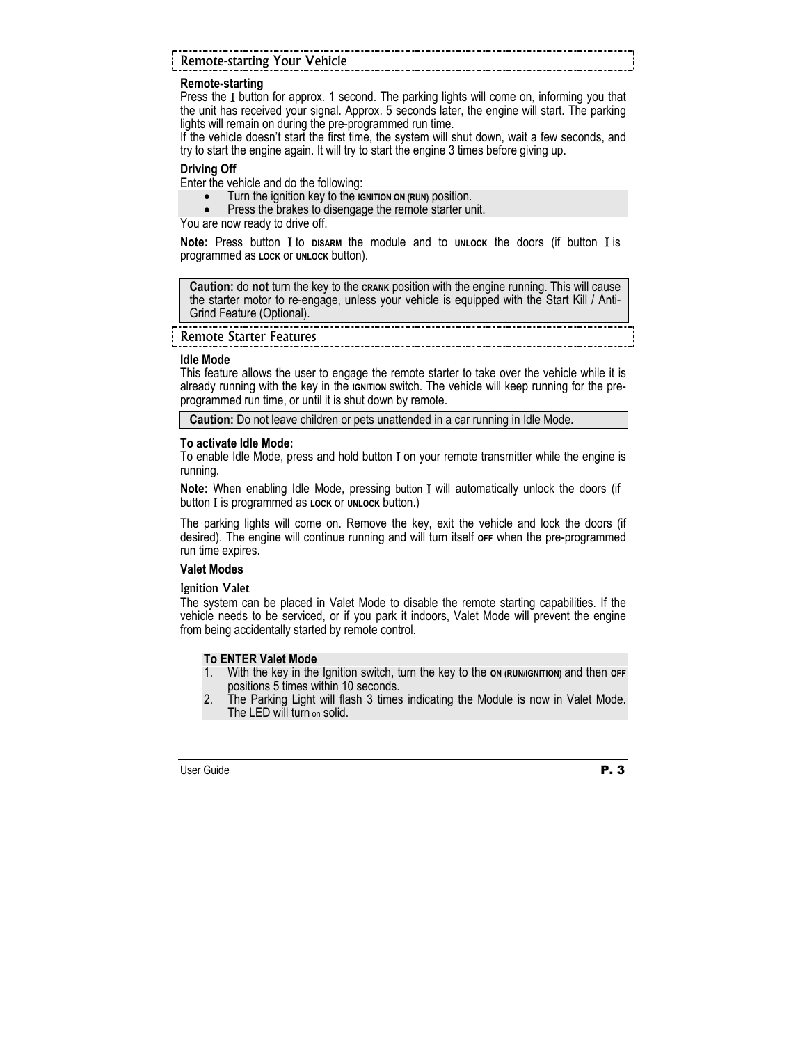## Remote-starting Your Vehicle

### Remote-starting

Press the I button for approx. 1 second. The parking lights will come on, informing you that the unit has received your signal. Approx. 5 seconds later, the engine will start. The parking lights will remain on during the pre-programmed run time.
If the vehicle doesn't start the first time, the system will shut down, wait a few seconds, and try to start the engine again. It will try to start the engine 3 times before giving up.

### Driving Off

Enter the vehicle and do the following:

- Turn the ignition key to the IGNITION ON (RUN) position.
- Press the brakes to disengage the remote starter unit.

You are now ready to drive off.

**Note:** Press button I to DISARM the module and to UNLOCK the doors (if button I is programmed as LOCK or UNLOCK button).

> **Caution:** do **not** turn the key to the CRANK position with the engine running. This will cause the starter motor to re-engage, unless your vehicle is equipped with the Start Kill / Anti-Grind Feature (Optional).

## Remote Starter Features

### Idle Mode

This feature allows the user to engage the remote starter to take over the vehicle while it is already running with the key in the IGNITION switch. The vehicle will keep running for the pre-programmed run time, or until it is shut down by remote.

> **Caution:** Do not leave children or pets unattended in a car running in Idle Mode.

### To activate Idle Mode:

To enable Idle Mode, press and hold button I on your remote transmitter while the engine is running.

**Note:** When enabling Idle Mode, pressing button I will automatically unlock the doors (if button I is programmed as LOCK or UNLOCK button.)

The parking lights will come on. Remove the key, exit the vehicle and lock the doors (if desired). The engine will continue running and will turn itself OFF when the pre-programmed run time expires.

### Valet Modes

#### Ignition Valet

The system can be placed in Valet Mode to disable the remote starting capabilities. If the vehicle needs to be serviced, or if you park it indoors, Valet Mode will prevent the engine from being accidentally started by remote control.

**To ENTER Valet Mode**

1. With the key in the Ignition switch, turn the key to the ON (RUN/IGNITION) and then OFF positions 5 times within 10 seconds.
2. The Parking Light will flash 3 times indicating the Module is now in Valet Mode. The LED will turn on solid.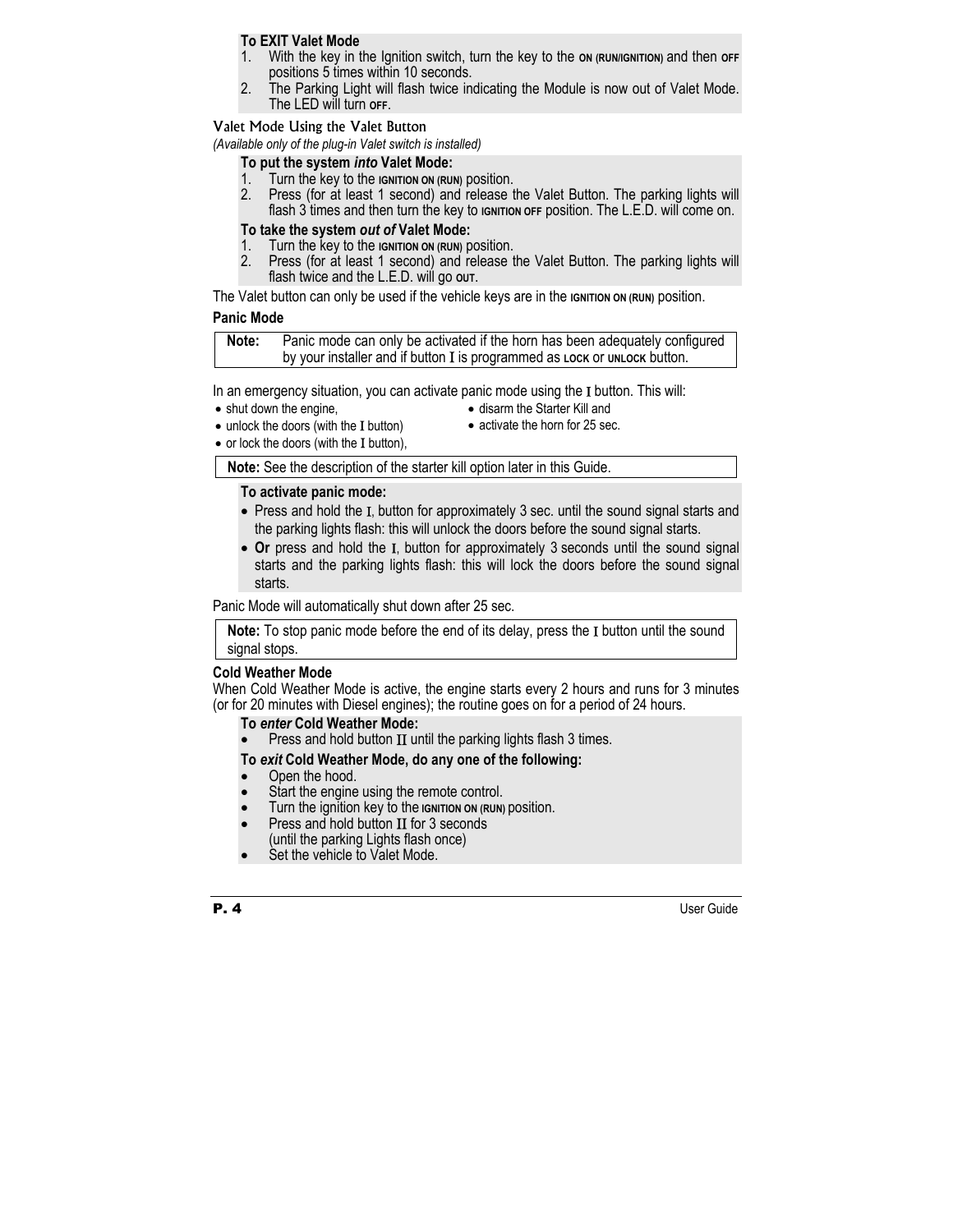**To EXIT Valet Mode**

1. With the key in the Ignition switch, turn the key to the **ON (RUN/IGNITION)** and then **OFF** positions 5 times within 10 seconds.
2. The Parking Light will flash twice indicating the Module is now out of Valet Mode. The LED will turn **OFF**.

### Valet Mode Using the Valet Button

*(Available only of the plug-in Valet switch is installed)*

**To put the system *into* Valet Mode:**

1. Turn the key to the **IGNITION ON (RUN)** position.
2. Press (for at least 1 second) and release the Valet Button. The parking lights will flash 3 times and then turn the key to **IGNITION OFF** position. The L.E.D. will come on.

**To take the system *out of* Valet Mode:**

1. Turn the key to the **IGNITION ON (RUN)** position.
2. Press (for at least 1 second) and release the Valet Button. The parking lights will flash twice and the L.E.D. will go **OUT**.

The Valet button can only be used if the vehicle keys are in the **IGNITION ON (RUN)** position.

### Panic Mode

**Note:** Panic mode can only be activated if the horn has been adequately configured by your installer and if button I is programmed as **LOCK** or **UNLOCK** button.

In an emergency situation, you can activate panic mode using the I button. This will:

- shut down the engine,
- unlock the doors (with the I button)
- or lock the doors (with the I button),
- disarm the Starter Kill and
- activate the horn for 25 sec.

**Note:** See the description of the starter kill option later in this Guide.

**To activate panic mode:**

- Press and hold the I, button for approximately 3 sec. until the sound signal starts and the parking lights flash: this will unlock the doors before the sound signal starts.
- **Or** press and hold the I, button for approximately 3 seconds until the sound signal starts and the parking lights flash: this will lock the doors before the sound signal starts.

Panic Mode will automatically shut down after 25 sec.

**Note:** To stop panic mode before the end of its delay, press the I button until the sound signal stops.

### Cold Weather Mode

When Cold Weather Mode is active, the engine starts every 2 hours and runs for 3 minutes (or for 20 minutes with Diesel engines); the routine goes on for a period of 24 hours.

**To *enter* Cold Weather Mode:**

- Press and hold button II until the parking lights flash 3 times.

**To *exit* Cold Weather Mode, do any one of the following:**

- Open the hood.
- Start the engine using the remote control.
- Turn the ignition key to the **IGNITION ON (RUN)** position.
- Press and hold button II for 3 seconds (until the parking Lights flash once)
- Set the vehicle to Valet Mode.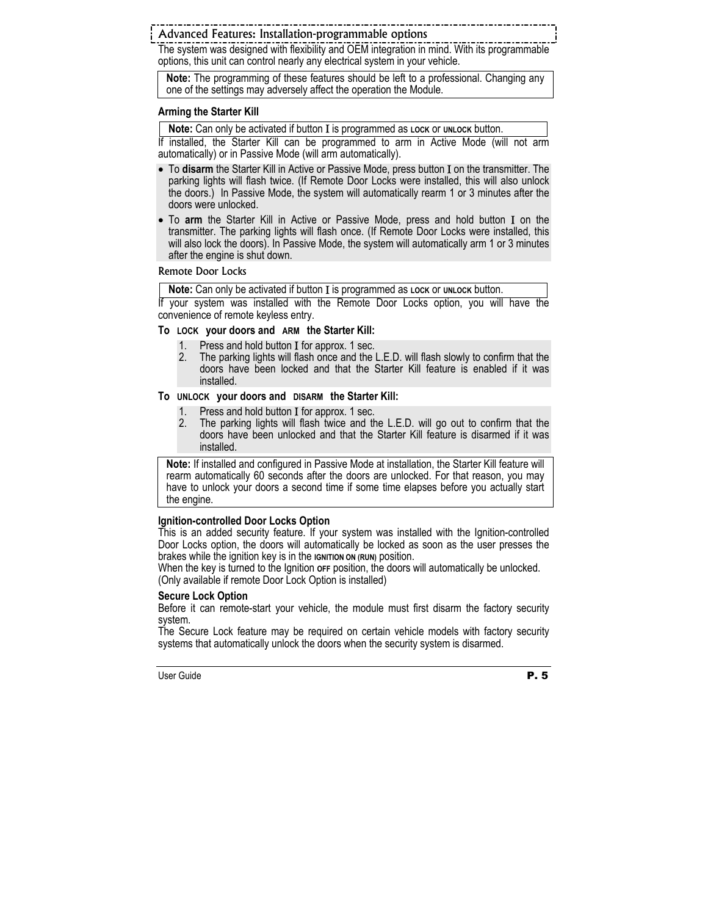## Advanced Features: Installation-programmable options

The system was designed with flexibility and OEM integration in mind. With its programmable options, this unit can control nearly any electrical system in your vehicle.

**Note:** The programming of these features should be left to a professional. Changing any one of the settings may adversely affect the operation the Module.

### Arming the Starter Kill

**Note:** Can only be activated if button I is programmed as LOCK or UNLOCK button.

If installed, the Starter Kill can be programmed to arm in Active Mode (will not arm automatically) or in Passive Mode (will arm automatically).

- To **disarm** the Starter Kill in Active or Passive Mode, press button I on the transmitter. The parking lights will flash twice. (If Remote Door Locks were installed, this will also unlock the doors.) In Passive Mode, the system will automatically rearm 1 or 3 minutes after the doors were unlocked.
- To **arm** the Starter Kill in Active or Passive Mode, press and hold button I on the transmitter. The parking lights will flash once. (If Remote Door Locks were installed, this will also lock the doors). In Passive Mode, the system will automatically arm 1 or 3 minutes after the engine is shut down.

### Remote Door Locks

**Note:** Can only be activated if button I is programmed as LOCK or UNLOCK button.

If your system was installed with the Remote Door Locks option, you will have the convenience of remote keyless entry.

**To LOCK your doors and ARM the Starter Kill:**

1. Press and hold button I for approx. 1 sec.
2. The parking lights will flash once and the L.E.D. will flash slowly to confirm that the doors have been locked and that the Starter Kill feature is enabled if it was installed.

**To UNLOCK your doors and DISARM the Starter Kill:**

1. Press and hold button I for approx. 1 sec.
2. The parking lights will flash twice and the L.E.D. will go out to confirm that the doors have been unlocked and that the Starter Kill feature is disarmed if it was installed.

**Note:** If installed and configured in Passive Mode at installation, the Starter Kill feature will rearm automatically 60 seconds after the doors are unlocked. For that reason, you may have to unlock your doors a second time if some time elapses before you actually start the engine.

### Ignition-controlled Door Locks Option

This is an added security feature. If your system was installed with the Ignition-controlled Door Locks option, the doors will automatically be locked as soon as the user presses the brakes while the ignition key is in the IGNITION ON (RUN) position.

When the key is turned to the Ignition OFF position, the doors will automatically be unlocked. (Only available if remote Door Lock Option is installed)

### Secure Lock Option

Before it can remote-start your vehicle, the module must first disarm the factory security system.

The Secure Lock feature may be required on certain vehicle models with factory security systems that automatically unlock the doors when the security system is disarmed.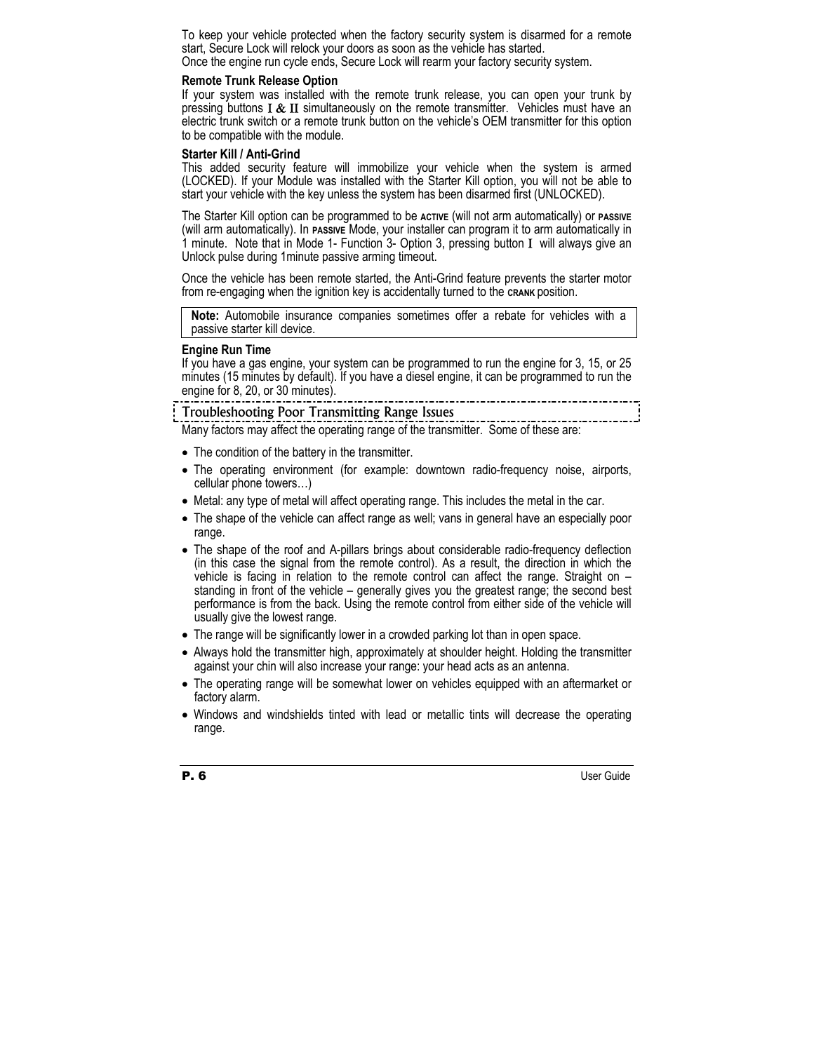To keep your vehicle protected when the factory security system is disarmed for a remote start, Secure Lock will relock your doors as soon as the vehicle has started.
Once the engine run cycle ends, Secure Lock will rearm your factory security system.

**Remote Trunk Release Option**

If your system was installed with the remote trunk release, you can open your trunk by pressing buttons I & II simultaneously on the remote transmitter. Vehicles must have an electric trunk switch or a remote trunk button on the vehicle's OEM transmitter for this option to be compatible with the module.

**Starter Kill / Anti-Grind**

This added security feature will immobilize your vehicle when the system is armed (LOCKED). If your Module was installed with the Starter Kill option, you will not be able to start your vehicle with the key unless the system has been disarmed first (UNLOCKED).

The Starter Kill option can be programmed to be **ACTIVE** (will not arm automatically) or **PASSIVE** (will arm automatically). In **PASSIVE** Mode, your installer can program it to arm automatically in 1 minute. Note that in Mode 1- Function 3- Option 3, pressing button I will always give an Unlock pulse during 1minute passive arming timeout.

Once the vehicle has been remote started, the Anti-Grind feature prevents the starter motor from re-engaging when the ignition key is accidentally turned to the **CRANK** position.

> **Note:** Automobile insurance companies sometimes offer a rebate for vehicles with a passive starter kill device.

**Engine Run Time**

If you have a gas engine, your system can be programmed to run the engine for 3, 15, or 25 minutes (15 minutes by default). If you have a diesel engine, it can be programmed to run the engine for 8, 20, or 30 minutes).

## Troubleshooting Poor Transmitting Range Issues

Many factors may affect the operating range of the transmitter. Some of these are:

- The condition of the battery in the transmitter.
- The operating environment (for example: downtown radio-frequency noise, airports, cellular phone towers…)
- Metal: any type of metal will affect operating range. This includes the metal in the car.
- The shape of the vehicle can affect range as well; vans in general have an especially poor range.
- The shape of the roof and A-pillars brings about considerable radio-frequency deflection (in this case the signal from the remote control). As a result, the direction in which the vehicle is facing in relation to the remote control can affect the range. Straight on – standing in front of the vehicle – generally gives you the greatest range; the second best performance is from the back. Using the remote control from either side of the vehicle will usually give the lowest range.
- The range will be significantly lower in a crowded parking lot than in open space.
- Always hold the transmitter high, approximately at shoulder height. Holding the transmitter against your chin will also increase your range: your head acts as an antenna.
- The operating range will be somewhat lower on vehicles equipped with an aftermarket or factory alarm.
- Windows and windshields tinted with lead or metallic tints will decrease the operating range.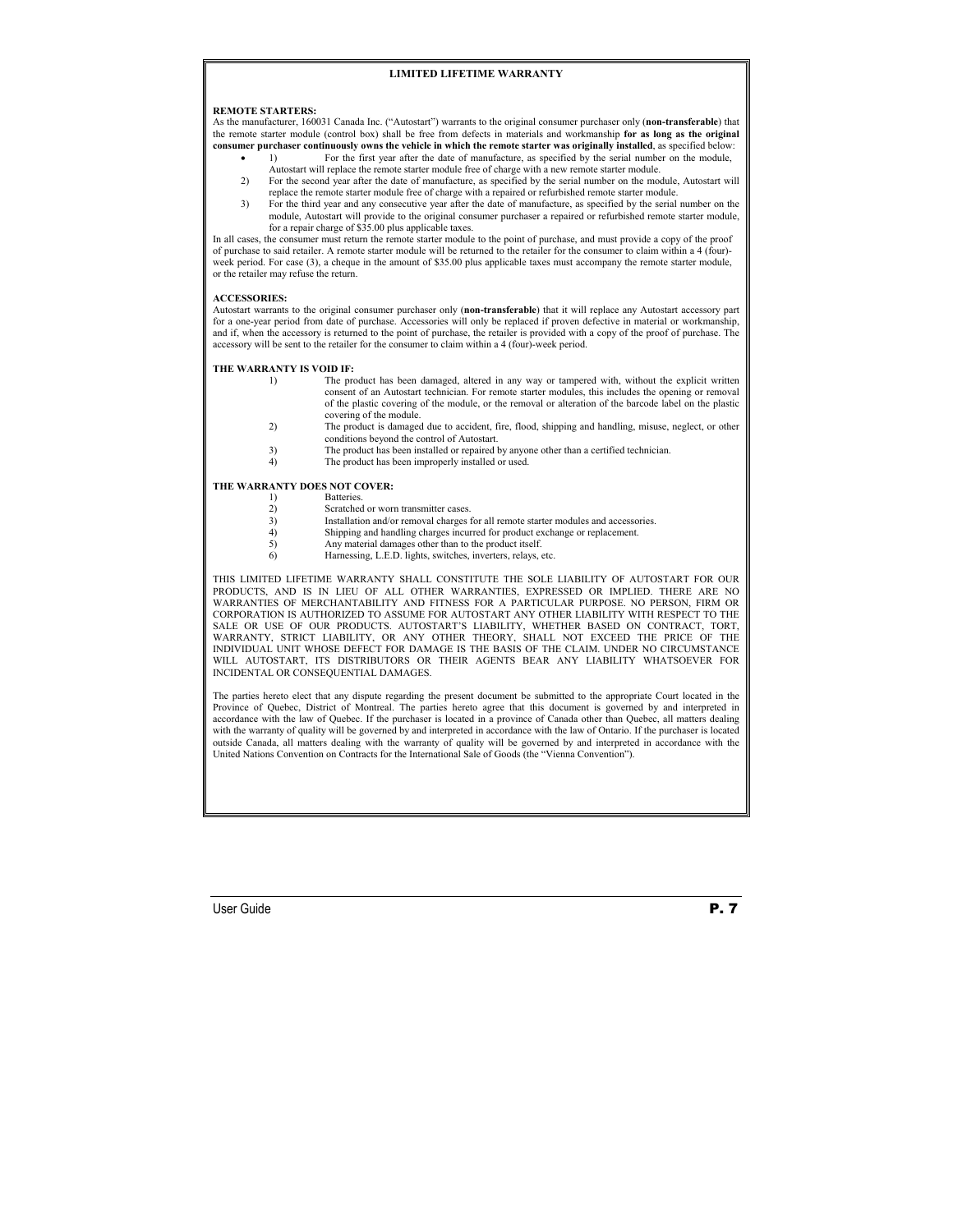## LIMITED LIFETIME WARRANTY

**REMOTE STARTERS:**

As the manufacturer, 160031 Canada Inc. ("Autostart") warrants to the original consumer purchaser only (**non-transferable**) that the remote starter module (control box) shall be free from defects in materials and workmanship **for as long as the original consumer purchaser continuously owns the vehicle in which the remote starter was originally installed**, as specified below:

- 1) For the first year after the date of manufacture, as specified by the serial number on the module, Autostart will replace the remote starter module free of charge with a new remote starter module.

2) For the second year after the date of manufacture, as specified by the serial number on the module, Autostart will replace the remote starter module free of charge with a repaired or refurbished remote starter module.

3) For the third year and any consecutive year after the date of manufacture, as specified by the serial number on the module, Autostart will provide to the original consumer purchaser a repaired or refurbished remote starter module, for a repair charge of $35.00 plus applicable taxes.

In all cases, the consumer must return the remote starter module to the point of purchase, and must provide a copy of the proof of purchase to said retailer. A remote starter module will be returned to the retailer for the consumer to claim within a 4 (four)-week period. For case (3), a cheque in the amount of $35.00 plus applicable taxes must accompany the remote starter module, or the retailer may refuse the return.

**ACCESSORIES:**

Autostart warrants to the original consumer purchaser only (**non-transferable**) that it will replace any Autostart accessory part for a one-year period from date of purchase. Accessories will only be replaced if proven defective in material or workmanship, and if, when the accessory is returned to the point of purchase, the retailer is provided with a copy of the proof of purchase. The accessory will be sent to the retailer for the consumer to claim within a 4 (four)-week period.

**THE WARRANTY IS VOID IF:**

1) The product has been damaged, altered in any way or tampered with, without the explicit written consent of an Autostart technician. For remote starter modules, this includes the opening or removal of the plastic covering of the module, or the removal or alteration of the barcode label on the plastic covering of the module.
2) The product is damaged due to accident, fire, flood, shipping and handling, misuse, neglect, or other conditions beyond the control of Autostart.
3) The product has been installed or repaired by anyone other than a certified technician.
4) The product has been improperly installed or used.

**THE WARRANTY DOES NOT COVER:**

1) Batteries.
2) Scratched or worn transmitter cases.
3) Installation and/or removal charges for all remote starter modules and accessories.
4) Shipping and handling charges incurred for product exchange or replacement.
5) Any material damages other than to the product itself.
6) Harnessing, L.E.D. lights, switches, inverters, relays, etc.

THIS LIMITED LIFETIME WARRANTY SHALL CONSTITUTE THE SOLE LIABILITY OF AUTOSTART FOR OUR PRODUCTS, AND IS IN LIEU OF ALL OTHER WARRANTIES, EXPRESSED OR IMPLIED. THERE ARE NO WARRANTIES OF MERCHANTABILITY AND FITNESS FOR A PARTICULAR PURPOSE. NO PERSON, FIRM OR CORPORATION IS AUTHORIZED TO ASSUME FOR AUTOSTART ANY OTHER LIABILITY WITH RESPECT TO THE SALE OR USE OF OUR PRODUCTS. AUTOSTART'S LIABILITY, WHETHER BASED ON CONTRACT, TORT, WARRANTY, STRICT LIABILITY, OR ANY OTHER THEORY, SHALL NOT EXCEED THE PRICE OF THE INDIVIDUAL UNIT WHOSE DEFECT FOR DAMAGE IS THE BASIS OF THE CLAIM. UNDER NO CIRCUMSTANCE WILL AUTOSTART, ITS DISTRIBUTORS OR THEIR AGENTS BEAR ANY LIABILITY WHATSOEVER FOR INCIDENTAL OR CONSEQUENTIAL DAMAGES.

The parties hereto elect that any dispute regarding the present document be submitted to the appropriate Court located in the Province of Quebec, District of Montreal. The parties hereto agree that this document is governed by and interpreted in accordance with the law of Quebec. If the purchaser is located in a province of Canada other than Quebec, all matters dealing with the warranty of quality will be governed by and interpreted in accordance with the law of Ontario. If the purchaser is located outside Canada, all matters dealing with the warranty of quality will be governed by and interpreted in accordance with the United Nations Convention on Contracts for the International Sale of Goods (the "Vienna Convention").